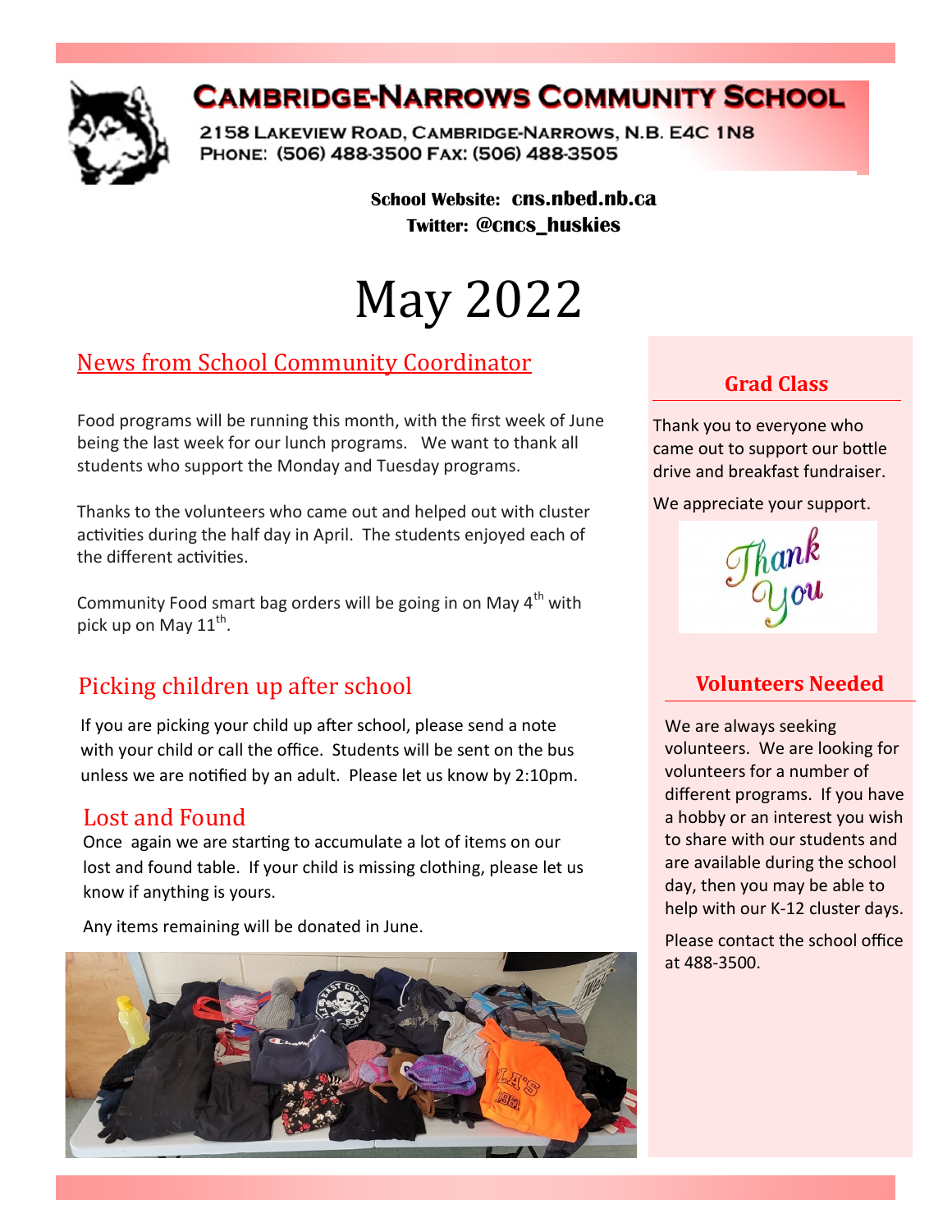# Cambridge-Narrows Community School

2158 Lakeview Road, Cambridge-Narrows, N.B. E4C 1N8
Phone: (506) 488-3500 Fax: (506) 488-3505

**School Website: cns.nbed.nb.ca**
**Twitter: @cncs_huskies**

# May 2022

## News from School Community Coordinator

Food programs will be running this month, with the first week of June being the last week for our lunch programs. We want to thank all students who support the Monday and Tuesday programs.

Thanks to the volunteers who came out and helped out with cluster activities during the half day in April. The students enjoyed each of the different activities.

Community Food smart bag orders will be going in on May 4th with pick up on May 11th.

## Picking children up after school

If you are picking your child up after school, please send a note with your child or call the office. Students will be sent on the bus unless we are notified by an adult. Please let us know by 2:10pm.

## Lost and Found

Once again we are starting to accumulate a lot of items on our lost and found table. If your child is missing clothing, please let us know if anything is yours.

Any items remaining will be donated in June.

## Grad Class

Thank you to everyone who came out to support our bottle drive and breakfast fundraiser.

We appreciate your support.

Thank You

## Volunteers Needed

We are always seeking volunteers. We are looking for volunteers for a number of different programs. If you have a hobby or an interest you wish to share with our students and are available during the school day, then you may be able to help with our K-12 cluster days.

Please contact the school office at 488-3500.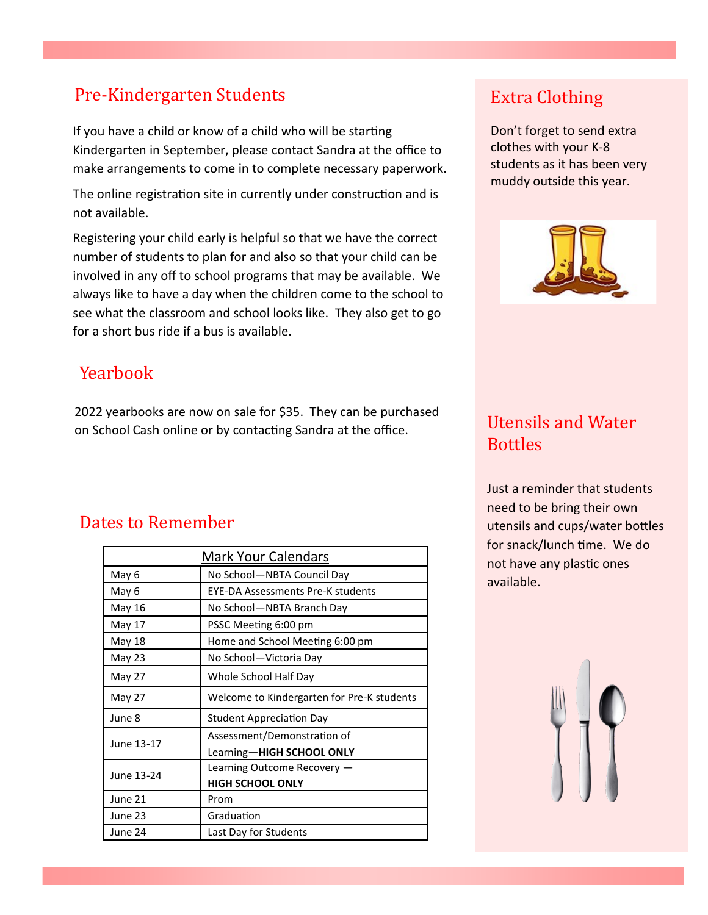## Pre-Kindergarten Students

If you have a child or know of a child who will be starting Kindergarten in September, please contact Sandra at the office to make arrangements to come in to complete necessary paperwork.

The online registration site in currently under construction and is not available.

Registering your child early is helpful so that we have the correct number of students to plan for and also so that your child can be involved in any off to school programs that may be available. We always like to have a day when the children come to the school to see what the classroom and school looks like. They also get to go for a short bus ride if a bus is available.

## Yearbook

2022 yearbooks are now on sale for $35. They can be purchased on School Cash online or by contacting Sandra at the office.

## Dates to Remember

| Mark Your Calendars | |
|---|---|
| May 6 | No School—NBTA Council Day |
| May 6 | EYE-DA Assessments Pre-K students |
| May 16 | No School—NBTA Branch Day |
| May 17 | PSSC Meeting 6:00 pm |
| May 18 | Home and School Meeting 6:00 pm |
| May 23 | No School—Victoria Day |
| May 27 | Whole School Half Day |
| May 27 | Welcome to Kindergarten for Pre-K students |
| June 8 | Student Appreciation Day |
| June 13-17 | Assessment/Demonstration of Learning—**HIGH SCHOOL ONLY** |
| June 13-24 | Learning Outcome Recovery — **HIGH SCHOOL ONLY** |
| June 21 | Prom |
| June 23 | Graduation |
| June 24 | Last Day for Students |

## Extra Clothing

Don't forget to send extra clothes with your K-8 students as it has been very muddy outside this year.

## Utensils and Water Bottles

Just a reminder that students need to be bring their own utensils and cups/water bottles for snack/lunch time. We do not have any plastic ones available.